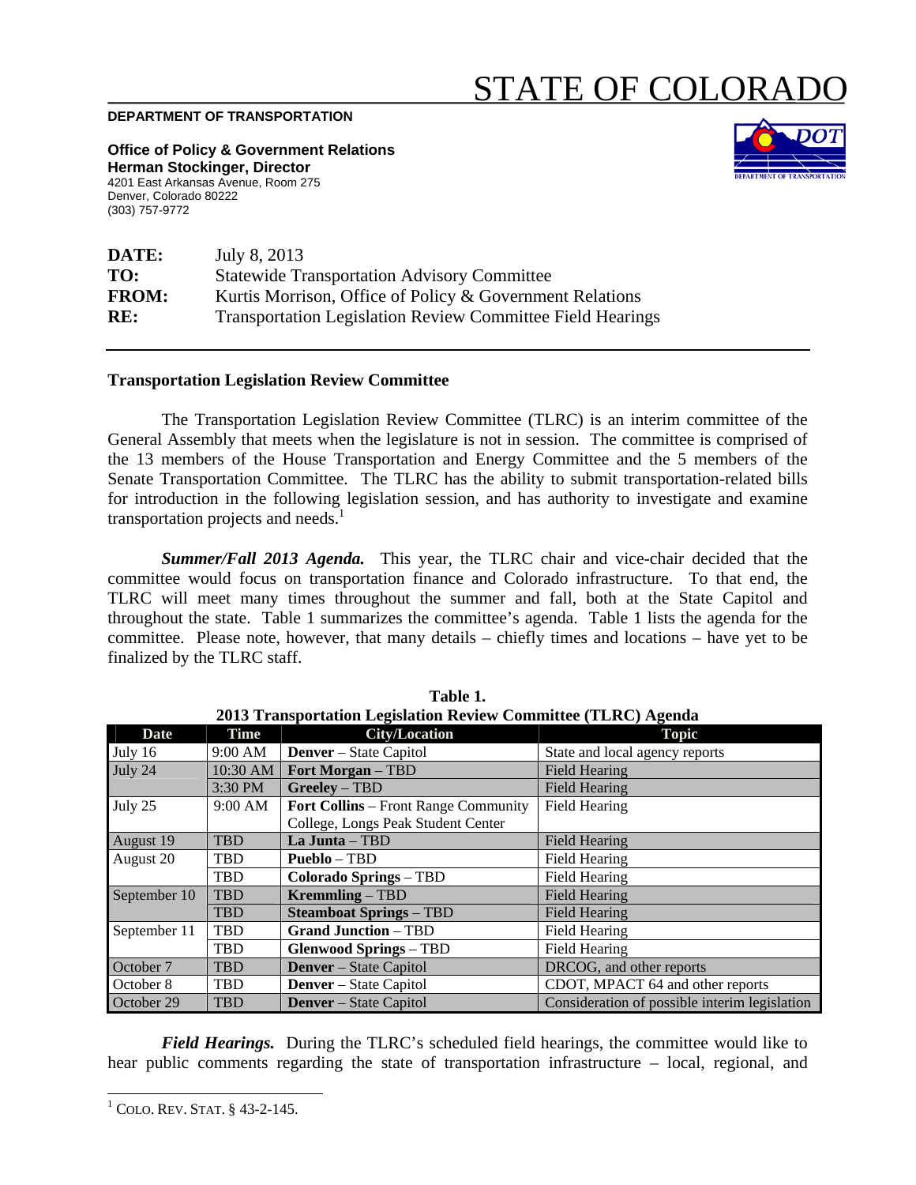# STATE OF COLORADO

**DEPARTMENT OF TRANSPORTATION**

**Office of Policy & Government Relations**
**Herman Stockinger, Director**
4201 East Arkansas Avenue, Room 275
Denver, Colorado 80222
(303) 757-9772

| | |
|---|---|
| **DATE:** | July 8, 2013 |
| **TO:** | Statewide Transportation Advisory Committee |
| **FROM:** | Kurtis Morrison, Office of Policy & Government Relations |
| **RE:** | Transportation Legislation Review Committee Field Hearings |

## Transportation Legislation Review Committee

The Transportation Legislation Review Committee (TLRC) is an interim committee of the General Assembly that meets when the legislature is not in session. The committee is comprised of the 13 members of the House Transportation and Energy Committee and the 5 members of the Senate Transportation Committee. The TLRC has the ability to submit transportation-related bills for introduction in the following legislation session, and has authority to investigate and examine transportation projects and needs.[1]

***Summer/Fall 2013 Agenda.*** This year, the TLRC chair and vice-chair decided that the committee would focus on transportation finance and Colorado infrastructure. To that end, the TLRC will meet many times throughout the summer and fall, both at the State Capitol and throughout the state. Table 1 summarizes the committee's agenda. Table 1 lists the agenda for the committee. Please note, however, that many details – chiefly times and locations – have yet to be finalized by the TLRC staff.

**Table 1.**
**2013 Transportation Legislation Review Committee (TLRC) Agenda**

| Date | Time | City/Location | Topic |
|---|---|---|---|
| July 16 | 9:00 AM | **Denver** – State Capitol | State and local agency reports |
| July 24 | 10:30 AM | **Fort Morgan** – TBD | Field Hearing |
| | 3:30 PM | **Greeley** – TBD | Field Hearing |
| July 25 | 9:00 AM | **Fort Collins** – Front Range Community College, Longs Peak Student Center | Field Hearing |
| August 19 | TBD | **La Junta** – TBD | Field Hearing |
| August 20 | TBD | **Pueblo** – TBD | Field Hearing |
| | TBD | **Colorado Springs** – TBD | Field Hearing |
| September 10 | TBD | **Kremmling** – TBD | Field Hearing |
| | TBD | **Steamboat Springs** – TBD | Field Hearing |
| September 11 | TBD | **Grand Junction** – TBD | Field Hearing |
| | TBD | **Glenwood Springs** – TBD | Field Hearing |
| October 7 | TBD | **Denver** – State Capitol | DRCOG, and other reports |
| October 8 | TBD | **Denver** – State Capitol | CDOT, MPACT 64 and other reports |
| October 29 | TBD | **Denver** – State Capitol | Consideration of possible interim legislation |

***Field Hearings.*** During the TLRC's scheduled field hearings, the committee would like to hear public comments regarding the state of transportation infrastructure – local, regional, and

[1] COLO. REV. STAT. § 43-2-145.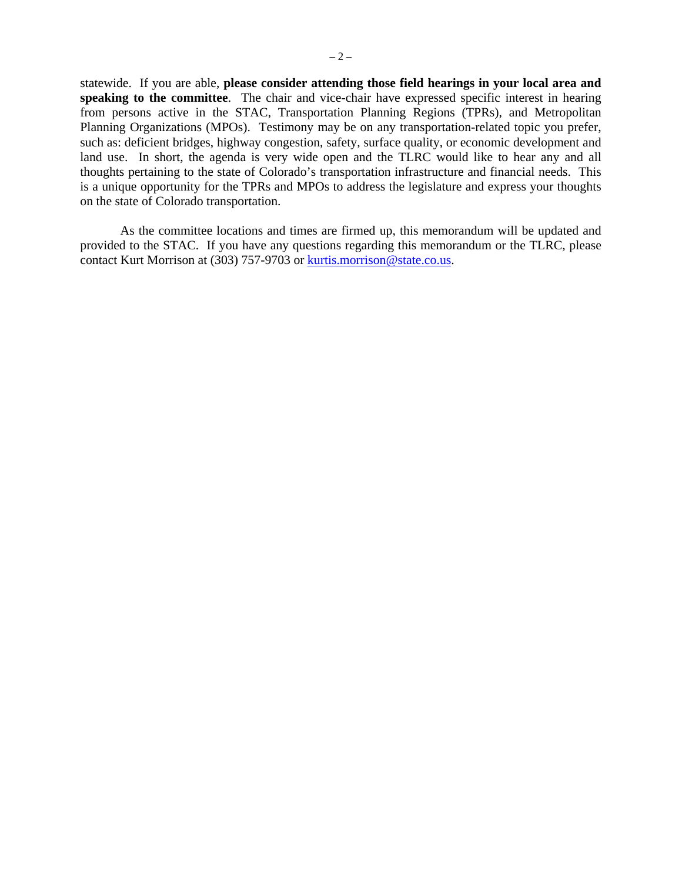statewide. If you are able, **please consider attending those field hearings in your local area and speaking to the committee**. The chair and vice-chair have expressed specific interest in hearing from persons active in the STAC, Transportation Planning Regions (TPRs), and Metropolitan Planning Organizations (MPOs). Testimony may be on any transportation-related topic you prefer, such as: deficient bridges, highway congestion, safety, surface quality, or economic development and land use. In short, the agenda is very wide open and the TLRC would like to hear any and all thoughts pertaining to the state of Colorado's transportation infrastructure and financial needs. This is a unique opportunity for the TPRs and MPOs to address the legislature and express your thoughts on the state of Colorado transportation.

As the committee locations and times are firmed up, this memorandum will be updated and provided to the STAC. If you have any questions regarding this memorandum or the TLRC, please contact Kurt Morrison at (303) 757-9703 or kurtis.morrison@state.co.us.